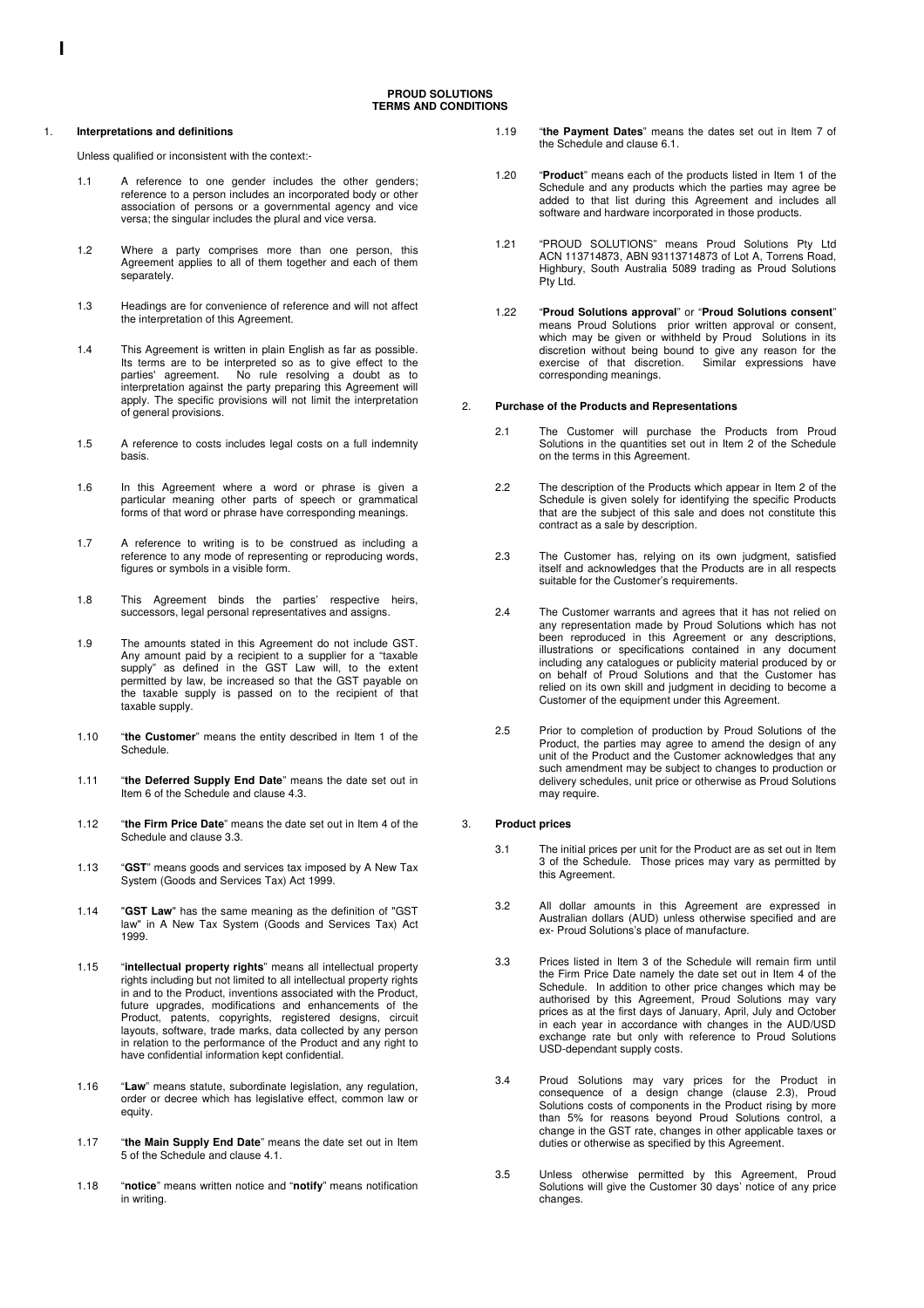# PROUD SOLUTIONS
# TERMS AND CONDITIONS

## 1. Interpretations and definitions

Unless qualified or inconsistent with the context:-

1.1 A reference to one gender includes the other genders; reference to a person includes an incorporated body or other association of persons or a governmental agency and vice versa; the singular includes the plural and vice versa.

1.2 Where a party comprises more than one person, this Agreement applies to all of them together and each of them separately.

1.3 Headings are for convenience of reference and will not affect the interpretation of this Agreement.

1.4 This Agreement is written in plain English as far as possible. Its terms are to be interpreted so as to give effect to the parties' agreement. No rule resolving a doubt as to interpretation against the party preparing this Agreement will apply. The specific provisions will not limit the interpretation of general provisions.

1.5 A reference to costs includes legal costs on a full indemnity basis.

1.6 In this Agreement where a word or phrase is given a particular meaning other parts of speech or grammatical forms of that word or phrase have corresponding meanings.

1.7 A reference to writing is to be construed as including a reference to any mode of representing or reproducing words, figures or symbols in a visible form.

1.8 This Agreement binds the parties' respective heirs, successors, legal personal representatives and assigns.

1.9 The amounts stated in this Agreement do not include GST. Any amount paid by a recipient to a supplier for a "taxable supply" as defined in the GST Law will, to the extent permitted by law, be increased so that the GST payable on the taxable supply is passed on to the recipient of that taxable supply.

1.10 "**the Customer**" means the entity described in Item 1 of the Schedule.

1.11 "**the Deferred Supply End Date**" means the date set out in Item 6 of the Schedule and clause 4.3.

1.12 "**the Firm Price Date**" means the date set out in Item 4 of the Schedule and clause 3.3.

1.13 "**GST**" means goods and services tax imposed by A New Tax System (Goods and Services Tax) Act 1999.

1.14 "**GST Law**" has the same meaning as the definition of "GST law" in A New Tax System (Goods and Services Tax) Act 1999.

1.15 "**intellectual property rights**" means all intellectual property rights including but not limited to all intellectual property rights in and to the Product, inventions associated with the Product, future upgrades, modifications and enhancements of the Product, patents, copyrights, registered designs, circuit layouts, software, trade marks, data collected by any person in relation to the performance of the Product and any right to have confidential information kept confidential.

1.16 "**Law**" means statute, subordinate legislation, any regulation, order or decree which has legislative effect, common law or equity.

1.17 "**the Main Supply End Date**" means the date set out in Item 5 of the Schedule and clause 4.1.

1.18 "**notice**" means written notice and "**notify**" means notification in writing.

1.19 "**the Payment Dates**" means the dates set out in Item 7 of the Schedule and clause 6.1.

1.20 "**Product**" means each of the products listed in Item 1 of the Schedule and any products which the parties may agree be added to that list during this Agreement and includes all software and hardware incorporated in those products.

1.21 "PROUD SOLUTIONS" means Proud Solutions Pty Ltd ACN 113714873, ABN 93113714873 of Lot A, Torrens Road, Highbury, South Australia 5089 trading as Proud Solutions Pty Ltd.

1.22 "**Proud Solutions approval**" or "**Proud Solutions consent**" means Proud Solutions prior written approval or consent, which may be given or withheld by Proud Solutions in its discretion without being bound to give any reason for the exercise of that discretion. Similar expressions have corresponding meanings.

## 2. Purchase of the Products and Representations

2.1 The Customer will purchase the Products from Proud Solutions in the quantities set out in Item 2 of the Schedule on the terms in this Agreement.

2.2 The description of the Products which appear in Item 2 of the Schedule is given solely for identifying the specific Products that are the subject of this sale and does not constitute this contract as a sale by description.

2.3 The Customer has, relying on its own judgment, satisfied itself and acknowledges that the Products are in all respects suitable for the Customer's requirements.

2.4 The Customer warrants and agrees that it has not relied on any representation made by Proud Solutions which has not been reproduced in this Agreement or any descriptions, illustrations or specifications contained in any document including any catalogues or publicity material produced by or on behalf of Proud Solutions and that the Customer has relied on its own skill and judgment in deciding to become a Customer of the equipment under this Agreement.

2.5 Prior to completion of production by Proud Solutions of the Product, the parties may agree to amend the design of any unit of the Product and the Customer acknowledges that any such amendment may be subject to changes to production or delivery schedules, unit price or otherwise as Proud Solutions may require.

## 3. Product prices

3.1 The initial prices per unit for the Product are as set out in Item 3 of the Schedule. Those prices may vary as permitted by this Agreement.

3.2 All dollar amounts in this Agreement are expressed in Australian dollars (AUD) unless otherwise specified and are ex- Proud Solutions's place of manufacture.

3.3 Prices listed in Item 3 of the Schedule will remain firm until the Firm Price Date namely the date set out in Item 4 of the Schedule. In addition to other price changes which may be authorised by this Agreement, Proud Solutions may vary prices as at the first days of January, April, July and October in each year in accordance with changes in the AUD/USD exchange rate but only with reference to Proud Solutions USD-dependant supply costs.

3.4 Proud Solutions may vary prices for the Product in consequence of a design change (clause 2.3), Proud Solutions costs of components in the Product rising by more than 5% for reasons beyond Proud Solutions control, a change in the GST rate, changes in other applicable taxes or duties or otherwise as specified by this Agreement.

3.5 Unless otherwise permitted by this Agreement, Proud Solutions will give the Customer 30 days' notice of any price changes.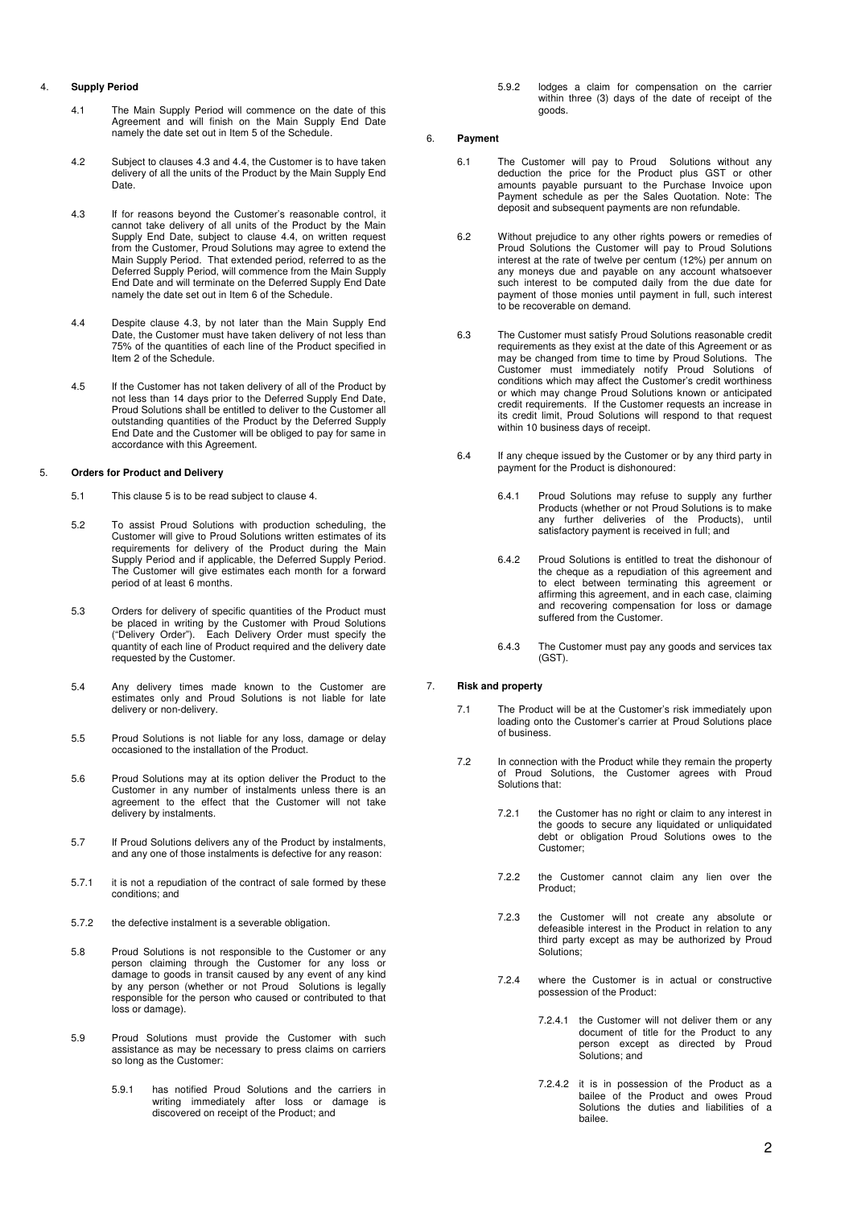## 4. Supply Period

4.1 The Main Supply Period will commence on the date of this Agreement and will finish on the Main Supply End Date namely the date set out in Item 5 of the Schedule.

4.2 Subject to clauses 4.3 and 4.4, the Customer is to have taken delivery of all the units of the Product by the Main Supply End Date.

4.3 If for reasons beyond the Customer's reasonable control, it cannot take delivery of all units of the Product by the Main Supply End Date, subject to clause 4.4, on written request from the Customer, Proud Solutions may agree to extend the Main Supply Period. That extended period, referred to as the Deferred Supply Period, will commence from the Main Supply End Date and will terminate on the Deferred Supply End Date namely the date set out in Item 6 of the Schedule.

4.4 Despite clause 4.3, by not later than the Main Supply End Date, the Customer must have taken delivery of not less than 75% of the quantities of each line of the Product specified in Item 2 of the Schedule.

4.5 If the Customer has not taken delivery of all of the Product by not less than 14 days prior to the Deferred Supply End Date, Proud Solutions shall be entitled to deliver to the Customer all outstanding quantities of the Product by the Deferred Supply End Date and the Customer will be obliged to pay for same in accordance with this Agreement.

## 5. Orders for Product and Delivery

5.1 This clause 5 is to be read subject to clause 4.

5.2 To assist Proud Solutions with production scheduling, the Customer will give to Proud Solutions written estimates of its requirements for delivery of the Product during the Main Supply Period and if applicable, the Deferred Supply Period. The Customer will give estimates each month for a forward period of at least 6 months.

5.3 Orders for delivery of specific quantities of the Product must be placed in writing by the Customer with Proud Solutions ("Delivery Order"). Each Delivery Order must specify the quantity of each line of Product required and the delivery date requested by the Customer.

5.4 Any delivery times made known to the Customer are estimates only and Proud Solutions is not liable for late delivery or non-delivery.

5.5 Proud Solutions is not liable for any loss, damage or delay occasioned to the installation of the Product.

5.6 Proud Solutions may at its option deliver the Product to the Customer in any number of instalments unless there is an agreement to the effect that the Customer will not take delivery by instalments.

5.7 If Proud Solutions delivers any of the Product by instalments, and any one of those instalments is defective for any reason:

5.7.1 it is not a repudiation of the contract of sale formed by these conditions; and

5.7.2 the defective instalment is a severable obligation.

5.8 Proud Solutions is not responsible to the Customer or any person claiming through the Customer for any loss or damage to goods in transit caused by any event of any kind by any person (whether or not Proud Solutions is legally responsible for the person who caused or contributed to that loss or damage).

5.9 Proud Solutions must provide the Customer with such assistance as may be necessary to press claims on carriers so long as the Customer:

5.9.1 has notified Proud Solutions and the carriers in writing immediately after loss or damage is discovered on receipt of the Product; and

5.9.2 lodges a claim for compensation on the carrier within three (3) days of the date of receipt of the goods.

## 6. Payment

6.1 The Customer will pay to Proud Solutions without any deduction the price for the Product plus GST or other amounts payable pursuant to the Purchase Invoice upon Payment schedule as per the Sales Quotation. Note: The deposit and subsequent payments are non refundable.

6.2 Without prejudice to any other rights powers or remedies of Proud Solutions the Customer will pay to Proud Solutions interest at the rate of twelve per centum (12%) per annum on any moneys due and payable on any account whatsoever such interest to be computed daily from the due date for payment of those monies until payment in full, such interest to be recoverable on demand.

6.3 The Customer must satisfy Proud Solutions reasonable credit requirements as they exist at the date of this Agreement or as may be changed from time to time by Proud Solutions. The Customer must immediately notify Proud Solutions of conditions which may affect the Customer's credit worthiness or which may change Proud Solutions known or anticipated credit requirements. If the Customer requests an increase in its credit limit, Proud Solutions will respond to that request within 10 business days of receipt.

6.4 If any cheque issued by the Customer or by any third party in payment for the Product is dishonoured:

6.4.1 Proud Solutions may refuse to supply any further Products (whether or not Proud Solutions is to make any further deliveries of the Products), until satisfactory payment is received in full; and

6.4.2 Proud Solutions is entitled to treat the dishonour of the cheque as a repudiation of this agreement and to elect between terminating this agreement or affirming this agreement, and in each case, claiming and recovering compensation for loss or damage suffered from the Customer.

6.4.3 The Customer must pay any goods and services tax (GST).

## 7. Risk and property

7.1 The Product will be at the Customer's risk immediately upon loading onto the Customer's carrier at Proud Solutions place of business.

7.2 In connection with the Product while they remain the property of Proud Solutions, the Customer agrees with Proud Solutions that:

7.2.1 the Customer has no right or claim to any interest in the goods to secure any liquidated or unliquidated debt or obligation Proud Solutions owes to the Customer;

7.2.2 the Customer cannot claim any lien over the Product;

7.2.3 the Customer will not create any absolute or defeasible interest in the Product in relation to any third party except as may be authorized by Proud Solutions;

7.2.4 where the Customer is in actual or constructive possession of the Product:

7.2.4.1 the Customer will not deliver them or any document of title for the Product to any person except as directed by Proud Solutions; and

7.2.4.2 it is in possession of the Product as a bailee of the Product and owes Proud Solutions the duties and liabilities of a bailee.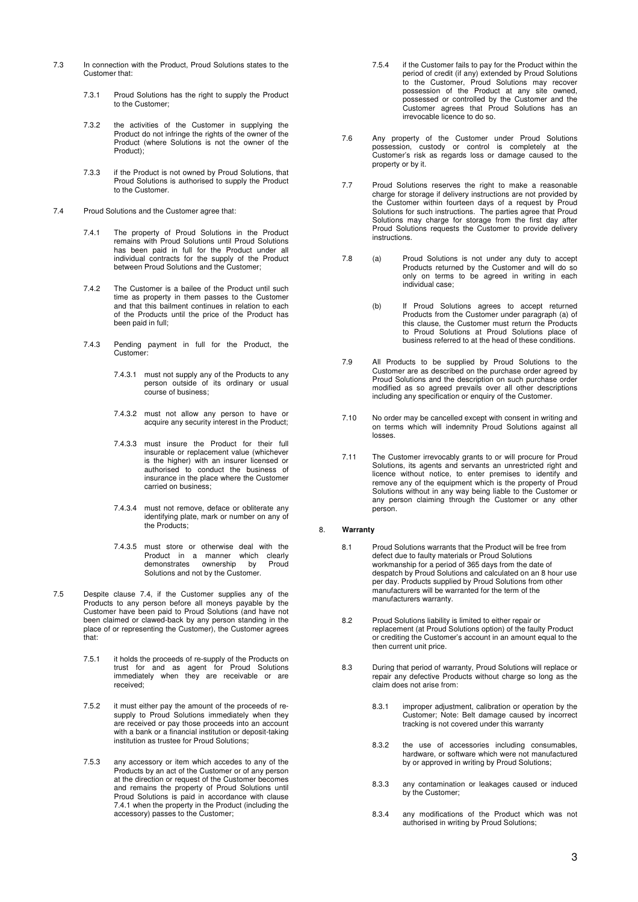7.3 In connection with the Product, Proud Solutions states to the Customer that:

7.3.1 Proud Solutions has the right to supply the Product to the Customer;

7.3.2 the activities of the Customer in supplying the Product do not infringe the rights of the owner of the Product (where Solutions is not the owner of the Product);

7.3.3 if the Product is not owned by Proud Solutions, that Proud Solutions is authorised to supply the Product to the Customer.

7.4 Proud Solutions and the Customer agree that:

7.4.1 The property of Proud Solutions in the Product remains with Proud Solutions until Proud Solutions has been paid in full for the Product under all individual contracts for the supply of the Product between Proud Solutions and the Customer;

7.4.2 The Customer is a bailee of the Product until such time as property in them passes to the Customer and that this bailment continues in relation to each of the Products until the price of the Product has been paid in full;

7.4.3 Pending payment in full for the Product, the Customer:

7.4.3.1 must not supply any of the Products to any person outside of its ordinary or usual course of business;

7.4.3.2 must not allow any person to have or acquire any security interest in the Product;

7.4.3.3 must insure the Product for their full insurable or replacement value (whichever is the higher) with an insurer licensed or authorised to conduct the business of insurance in the place where the Customer carried on business;

7.4.3.4 must not remove, deface or obliterate any identifying plate, mark or number on any of the Products;

7.4.3.5 must store or otherwise deal with the Product in a manner which clearly demonstrates ownership by Proud Solutions and not by the Customer.

7.5 Despite clause 7.4, if the Customer supplies any of the Products to any person before all moneys payable by the Customer have been paid to Proud Solutions (and have not been claimed or clawed-back by any person standing in the place of or representing the Customer), the Customer agrees that:

7.5.1 it holds the proceeds of re-supply of the Products on trust for and as agent for Proud Solutions immediately when they are receivable or are received;

7.5.2 it must either pay the amount of the proceeds of re-supply to Proud Solutions immediately when they are received or pay those proceeds into an account with a bank or a financial institution or deposit-taking institution as trustee for Proud Solutions;

7.5.3 any accessory or item which accedes to any of the Products by an act of the Customer or of any person at the direction or request of the Customer becomes and remains the property of Proud Solutions until Proud Solutions is paid in accordance with clause 7.4.1 when the property in the Product (including the accessory) passes to the Customer;

7.5.4 if the Customer fails to pay for the Product within the period of credit (if any) extended by Proud Solutions to the Customer, Proud Solutions may recover possession of the Product at any site owned, possessed or controlled by the Customer and the Customer agrees that Proud Solutions has an irrevocable licence to do so.

7.6 Any property of the Customer under Proud Solutions possession, custody or control is completely at the Customer's risk as regards loss or damage caused to the property or by it.

7.7 Proud Solutions reserves the right to make a reasonable charge for storage if delivery instructions are not provided by the Customer within fourteen days of a request by Proud Solutions for such instructions. The parties agree that Proud Solutions may charge for storage from the first day after Proud Solutions requests the Customer to provide delivery instructions.

7.8 (a) Proud Solutions is not under any duty to accept Products returned by the Customer and will do so only on terms to be agreed in writing in each individual case;

(b) If Proud Solutions agrees to accept returned Products from the Customer under paragraph (a) of this clause, the Customer must return the Products to Proud Solutions at Proud Solutions place of business referred to at the head of these conditions.

7.9 All Products to be supplied by Proud Solutions to the Customer are as described on the purchase order agreed by Proud Solutions and the description on such purchase order modified as so agreed prevails over all other descriptions including any specification or enquiry of the Customer.

7.10 No order may be cancelled except with consent in writing and on terms which will indemnity Proud Solutions against all losses.

7.11 The Customer irrevocably grants to or will procure for Proud Solutions, its agents and servants an unrestricted right and licence without notice, to enter premises to identify and remove any of the equipment which is the property of Proud Solutions without in any way being liable to the Customer or any person claiming through the Customer or any other person.

## 8. Warranty

8.1 Proud Solutions warrants that the Product will be free from defect due to faulty materials or Proud Solutions workmanship for a period of 365 days from the date of despatch by Proud Solutions and calculated on an 8 hour use per day. Products supplied by Proud Solutions from other manufacturers will be warranted for the term of the manufacturers warranty.

8.2 Proud Solutions liability is limited to either repair or replacement (at Proud Solutions option) of the faulty Product or crediting the Customer's account in an amount equal to the then current unit price.

8.3 During that period of warranty, Proud Solutions will replace or repair any defective Products without charge so long as the claim does not arise from:

8.3.1 improper adjustment, calibration or operation by the Customer; Note: Belt damage caused by incorrect tracking is not covered under this warranty

8.3.2 the use of accessories including consumables, hardware, or software which were not manufactured by or approved in writing by Proud Solutions;

8.3.3 any contamination or leakages caused or induced by the Customer;

8.3.4 any modifications of the Product which was not authorised in writing by Proud Solutions;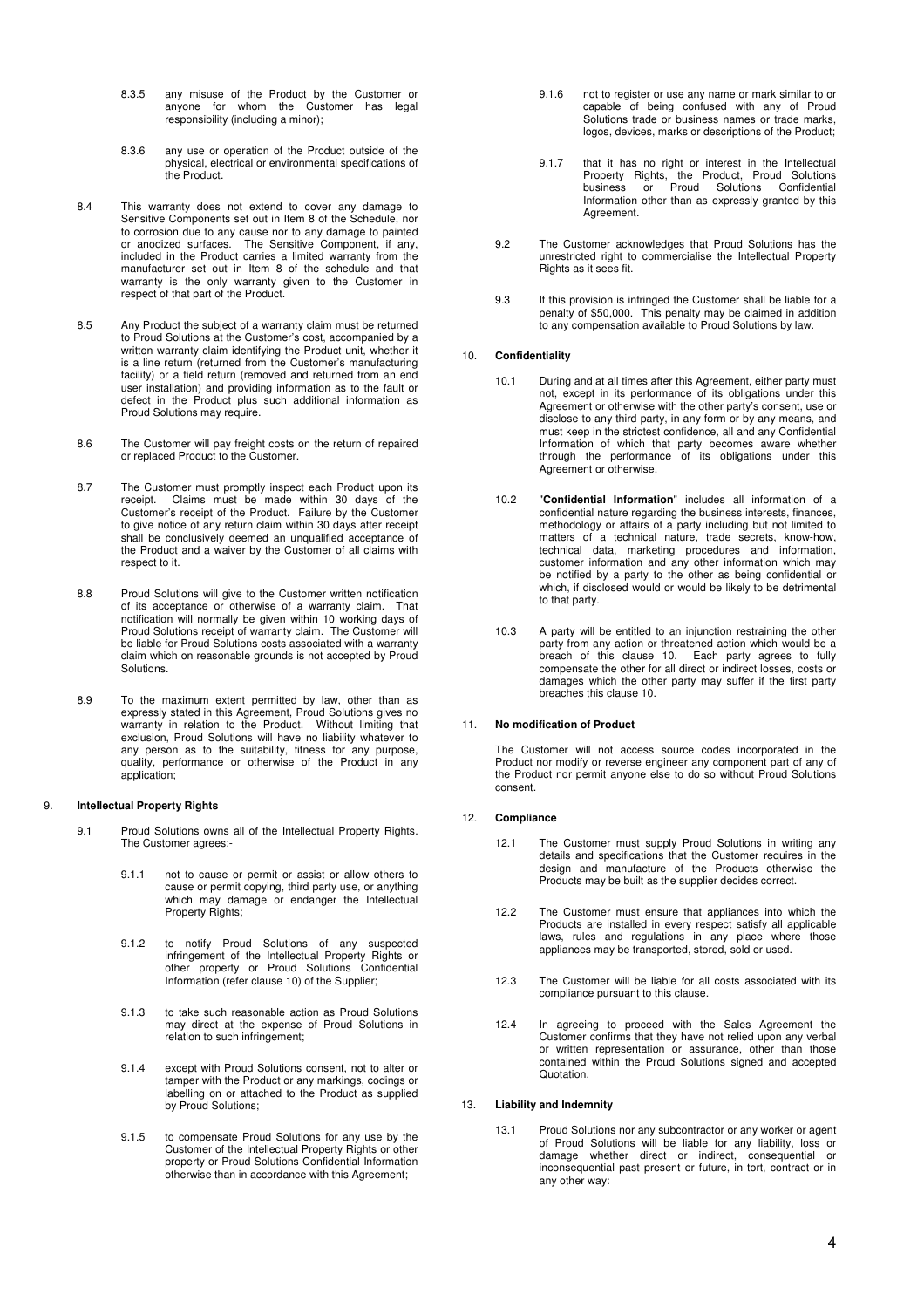8.3.5 any misuse of the Product by the Customer or anyone for whom the Customer has legal responsibility (including a minor);

8.3.6 any use or operation of the Product outside of the physical, electrical or environmental specifications of the Product.

8.4 This warranty does not extend to cover any damage to Sensitive Components set out in Item 8 of the Schedule, nor to corrosion due to any cause nor to any damage to painted or anodized surfaces. The Sensitive Component, if any, included in the Product carries a limited warranty from the manufacturer set out in Item 8 of the schedule and that warranty is the only warranty given to the Customer in respect of that part of the Product.

8.5 Any Product the subject of a warranty claim must be returned to Proud Solutions at the Customer's cost, accompanied by a written warranty claim identifying the Product unit, whether it is a line return (returned from the Customer's manufacturing facility) or a field return (removed and returned from an end user installation) and providing information as to the fault or defect in the Product plus such additional information as Proud Solutions may require.

8.6 The Customer will pay freight costs on the return of repaired or replaced Product to the Customer.

8.7 The Customer must promptly inspect each Product upon its receipt. Claims must be made within 30 days of the Customer's receipt of the Product. Failure by the Customer to give notice of any return claim within 30 days after receipt shall be conclusively deemed an unqualified acceptance of the Product and a waiver by the Customer of all claims with respect to it.

8.8 Proud Solutions will give to the Customer written notification of its acceptance or otherwise of a warranty claim. That notification will normally be given within 10 working days of Proud Solutions receipt of warranty claim. The Customer will be liable for Proud Solutions costs associated with a warranty claim which on reasonable grounds is not accepted by Proud Solutions.

8.9 To the maximum extent permitted by law, other than as expressly stated in this Agreement, Proud Solutions gives no warranty in relation to the Product. Without limiting that exclusion, Proud Solutions will have no liability whatever to any person as to the suitability, fitness for any purpose, quality, performance or otherwise of the Product in any application;

## 9. Intellectual Property Rights

9.1 Proud Solutions owns all of the Intellectual Property Rights. The Customer agrees:-

9.1.1 not to cause or permit or assist or allow others to cause or permit copying, third party use, or anything which may damage or endanger the Intellectual Property Rights;

9.1.2 to notify Proud Solutions of any suspected infringement of the Intellectual Property Rights or other property or Proud Solutions Confidential Information (refer clause 10) of the Supplier;

9.1.3 to take such reasonable action as Proud Solutions may direct at the expense of Proud Solutions in relation to such infringement;

9.1.4 except with Proud Solutions consent, not to alter or tamper with the Product or any markings, codings or labelling on or attached to the Product as supplied by Proud Solutions;

9.1.5 to compensate Proud Solutions for any use by the Customer of the Intellectual Property Rights or other property or Proud Solutions Confidential Information otherwise than in accordance with this Agreement;

9.1.6 not to register or use any name or mark similar to or capable of being confused with any of Proud Solutions trade or business names or trade marks, logos, devices, marks or descriptions of the Product;

9.1.7 that it has no right or interest in the Intellectual Property Rights, the Product, Proud Solutions business or Proud Solutions Confidential Information other than as expressly granted by this Agreement.

9.2 The Customer acknowledges that Proud Solutions has the unrestricted right to commercialise the Intellectual Property Rights as it sees fit.

9.3 If this provision is infringed the Customer shall be liable for a penalty of $50,000. This penalty may be claimed in addition to any compensation available to Proud Solutions by law.

## 10. Confidentiality

10.1 During and at all times after this Agreement, either party must not, except in its performance of its obligations under this Agreement or otherwise with the other party's consent, use or disclose to any third party, in any form or by any means, and must keep in the strictest confidence, all and any Confidential Information of which that party becomes aware whether through the performance of its obligations under this Agreement or otherwise.

10.2 "**Confidential Information**" includes all information of a confidential nature regarding the business interests, finances, methodology or affairs of a party including but not limited to matters of a technical nature, trade secrets, know-how, technical data, marketing procedures and information, customer information and any other information which may be notified by a party to the other as being confidential or which, if disclosed would or would be likely to be detrimental to that party.

10.3 A party will be entitled to an injunction restraining the other party from any action or threatened action which would be a breach of this clause 10. Each party agrees to fully compensate the other for all direct or indirect losses, costs or damages which the other party may suffer if the first party breaches this clause 10.

## 11. No modification of Product

The Customer will not access source codes incorporated in the Product nor modify or reverse engineer any component part of any of the Product nor permit anyone else to do so without Proud Solutions consent.

## 12. Compliance

12.1 The Customer must supply Proud Solutions in writing any details and specifications that the Customer requires in the design and manufacture of the Products otherwise the Products may be built as the supplier decides correct.

12.2 The Customer must ensure that appliances into which the Products are installed in every respect satisfy all applicable laws, rules and regulations in any place where those appliances may be transported, stored, sold or used.

12.3 The Customer will be liable for all costs associated with its compliance pursuant to this clause.

12.4 In agreeing to proceed with the Sales Agreement the Customer confirms that they have not relied upon any verbal or written representation or assurance, other than those contained within the Proud Solutions signed and accepted Quotation.

## 13. Liability and Indemnity

13.1 Proud Solutions nor any subcontractor or any worker or agent of Proud Solutions will be liable for any liability, loss or damage whether direct or indirect, consequential or inconsequential past present or future, in tort, contract or in any other way: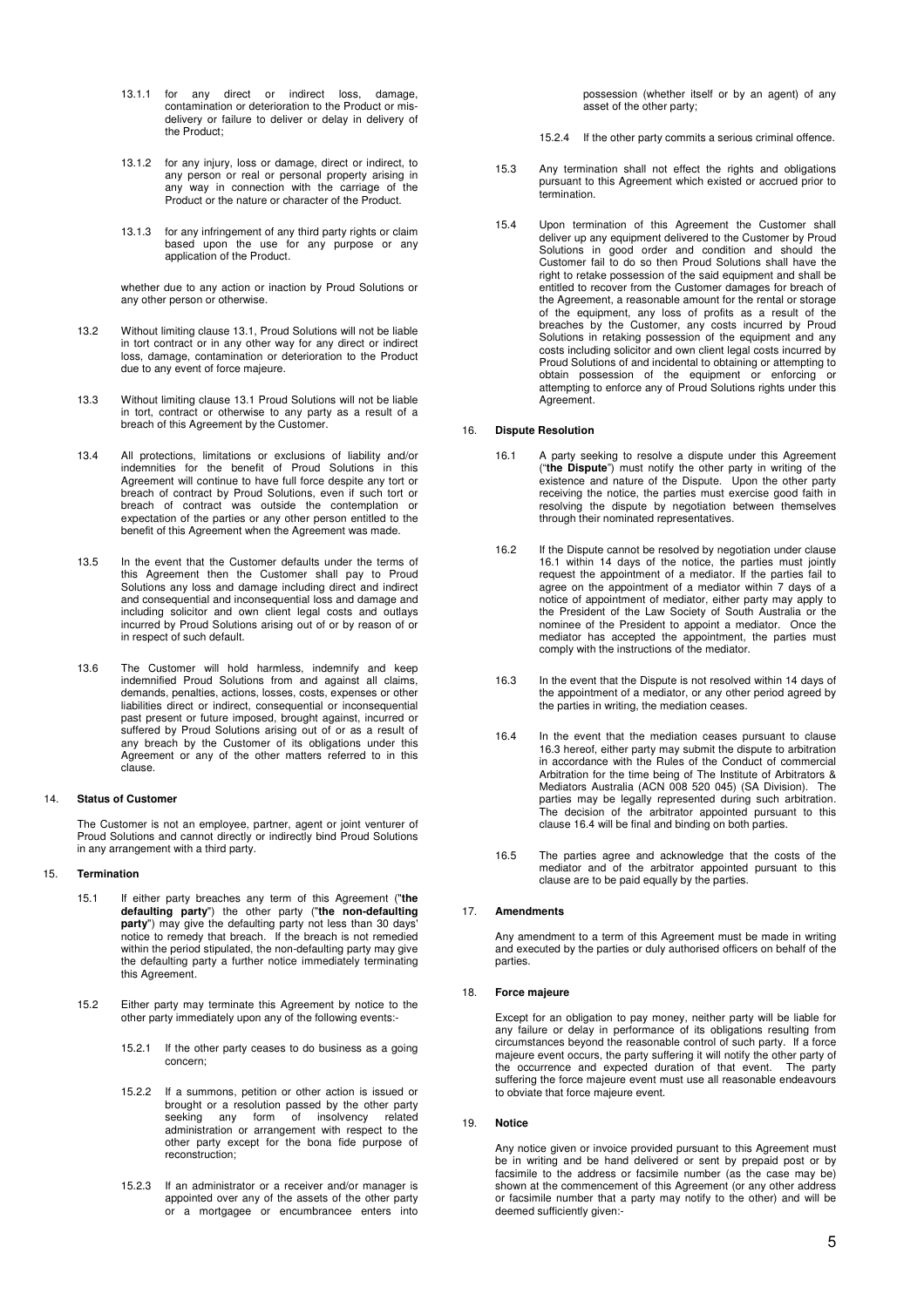13.1.1 for any direct or indirect loss, damage, contamination or deterioration to the Product or mis-delivery or failure to deliver or delay in delivery of the Product;

13.1.2 for any injury, loss or damage, direct or indirect, to any person or real or personal property arising in any way in connection with the carriage of the Product or the nature or character of the Product.

13.1.3 for any infringement of any third party rights or claim based upon the use for any purpose or any application of the Product.

whether due to any action or inaction by Proud Solutions or any other person or otherwise.

13.2 Without limiting clause 13.1, Proud Solutions will not be liable in tort contract or in any other way for any direct or indirect loss, damage, contamination or deterioration to the Product due to any event of force majeure.

13.3 Without limiting clause 13.1 Proud Solutions will not be liable in tort, contract or otherwise to any party as a result of a breach of this Agreement by the Customer.

13.4 All protections, limitations or exclusions of liability and/or indemnities for the benefit of Proud Solutions in this Agreement will continue to have full force despite any tort or breach of contract by Proud Solutions, even if such tort or breach of contract was outside the contemplation or expectation of the parties or any other person entitled to the benefit of this Agreement when the Agreement was made.

13.5 In the event that the Customer defaults under the terms of this Agreement then the Customer shall pay to Proud Solutions any loss and damage including direct and indirect and consequential and inconsequential loss and damage and including solicitor and own client legal costs and outlays incurred by Proud Solutions arising out of or by reason of or in respect of such default.

13.6 The Customer will hold harmless, indemnify and keep indemnified Proud Solutions from and against all claims, demands, penalties, actions, losses, costs, expenses or other liabilities direct or indirect, consequential or inconsequential past present or future imposed, brought against, incurred or suffered by Proud Solutions arising out of or as a result of any breach by the Customer of its obligations under this Agreement or any of the other matters referred to in this clause.

## 14. Status of Customer

The Customer is not an employee, partner, agent or joint venturer of Proud Solutions and cannot directly or indirectly bind Proud Solutions in any arrangement with a third party.

## 15. Termination

15.1 If either party breaches any term of this Agreement ("**the defaulting party**") the other party ("**the non-defaulting party**") may give the defaulting party not less than 30 days' notice to remedy that breach. If the breach is not remedied within the period stipulated, the non-defaulting party may give the defaulting party a further notice immediately terminating this Agreement.

15.2 Either party may terminate this Agreement by notice to the other party immediately upon any of the following events:-

15.2.1 If the other party ceases to do business as a going concern;

15.2.2 If a summons, petition or other action is issued or brought or a resolution passed by the other party seeking any form of insolvency related administration or arrangement with respect to the other party except for the bona fide purpose of reconstruction;

15.2.3 If an administrator or a receiver and/or manager is appointed over any of the assets of the other party or a mortgagee or encumbrancee enters into possession (whether itself or by an agent) of any asset of the other party;

15.2.4 If the other party commits a serious criminal offence.

15.3 Any termination shall not effect the rights and obligations pursuant to this Agreement which existed or accrued prior to termination.

15.4 Upon termination of this Agreement the Customer shall deliver up any equipment delivered to the Customer by Proud Solutions in good order and condition and should the Customer fail to do so then Proud Solutions shall have the right to retake possession of the said equipment and shall be entitled to recover from the Customer damages for breach of the Agreement, a reasonable amount for the rental or storage of the equipment, any loss of profits as a result of the breaches by the Customer, any costs incurred by Proud Solutions in retaking possession of the equipment and any costs including solicitor and own client legal costs incurred by Proud Solutions of and incidental to obtaining or attempting to obtain possession of the equipment or enforcing or attempting to enforce any of Proud Solutions rights under this Agreement.

## 16. Dispute Resolution

16.1 A party seeking to resolve a dispute under this Agreement ("**the Dispute**") must notify the other party in writing of the existence and nature of the Dispute. Upon the other party receiving the notice, the parties must exercise good faith in resolving the dispute by negotiation between themselves through their nominated representatives.

16.2 If the Dispute cannot be resolved by negotiation under clause 16.1 within 14 days of the notice, the parties must jointly request the appointment of a mediator. If the parties fail to agree on the appointment of a mediator within 7 days of a notice of appointment of mediator, either party may apply to the President of the Law Society of South Australia or the nominee of the President to appoint a mediator. Once the mediator has accepted the appointment, the parties must comply with the instructions of the mediator.

16.3 In the event that the Dispute is not resolved within 14 days of the appointment of a mediator, or any other period agreed by the parties in writing, the mediation ceases.

16.4 In the event that the mediation ceases pursuant to clause 16.3 hereof, either party may submit the dispute to arbitration in accordance with the Rules of the Conduct of commercial Arbitration for the time being of The Institute of Arbitrators & Mediators Australia (ACN 008 520 045) (SA Division). The parties may be legally represented during such arbitration. The decision of the arbitrator appointed pursuant to this clause 16.4 will be final and binding on both parties.

16.5 The parties agree and acknowledge that the costs of the mediator and of the arbitrator appointed pursuant to this clause are to be paid equally by the parties.

## 17. Amendments

Any amendment to a term of this Agreement must be made in writing and executed by the parties or duly authorised officers on behalf of the parties.

## 18. Force majeure

Except for an obligation to pay money, neither party will be liable for any failure or delay in performance of its obligations resulting from circumstances beyond the reasonable control of such party. If a force majeure event occurs, the party suffering it will notify the other party of the occurrence and expected duration of that event. The party suffering the force majeure event must use all reasonable endeavours to obviate that force majeure event.

## 19. Notice

Any notice given or invoice provided pursuant to this Agreement must be in writing and be hand delivered or sent by prepaid post or by facsimile to the address or facsimile number (as the case may be) shown at the commencement of this Agreement (or any other address or facsimile number that a party may notify to the other) and will be deemed sufficiently given:-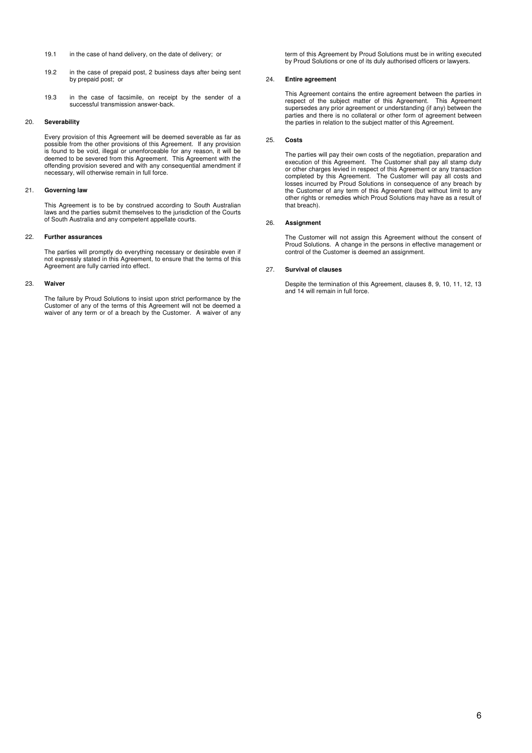19.1 in the case of hand delivery, on the date of delivery; or

19.2 in the case of prepaid post, 2 business days after being sent by prepaid post; or

19.3 in the case of facsimile, on receipt by the sender of a successful transmission answer-back.

## 20. Severability

Every provision of this Agreement will be deemed severable as far as possible from the other provisions of this Agreement. If any provision is found to be void, illegal or unenforceable for any reason, it will be deemed to be severed from this Agreement. This Agreement with the offending provision severed and with any consequential amendment if necessary, will otherwise remain in full force.

## 21. Governing law

This Agreement is to be by construed according to South Australian laws and the parties submit themselves to the jurisdiction of the Courts of South Australia and any competent appellate courts.

## 22. Further assurances

The parties will promptly do everything necessary or desirable even if not expressly stated in this Agreement, to ensure that the terms of this Agreement are fully carried into effect.

## 23. Waiver

The failure by Proud Solutions to insist upon strict performance by the Customer of any of the terms of this Agreement will not be deemed a waiver of any term or of a breach by the Customer. A waiver of any term of this Agreement by Proud Solutions must be in writing executed by Proud Solutions or one of its duly authorised officers or lawyers.

## 24. Entire agreement

This Agreement contains the entire agreement between the parties in respect of the subject matter of this Agreement. This Agreement supersedes any prior agreement or understanding (if any) between the parties and there is no collateral or other form of agreement between the parties in relation to the subject matter of this Agreement.

## 25. Costs

The parties will pay their own costs of the negotiation, preparation and execution of this Agreement. The Customer shall pay all stamp duty or other charges levied in respect of this Agreement or any transaction completed by this Agreement. The Customer will pay all costs and losses incurred by Proud Solutions in consequence of any breach by the Customer of any term of this Agreement (but without limit to any other rights or remedies which Proud Solutions may have as a result of that breach).

## 26. Assignment

The Customer will not assign this Agreement without the consent of Proud Solutions. A change in the persons in effective management or control of the Customer is deemed an assignment.

## 27. Survival of clauses

Despite the termination of this Agreement, clauses 8, 9, 10, 11, 12, 13 and 14 will remain in full force.